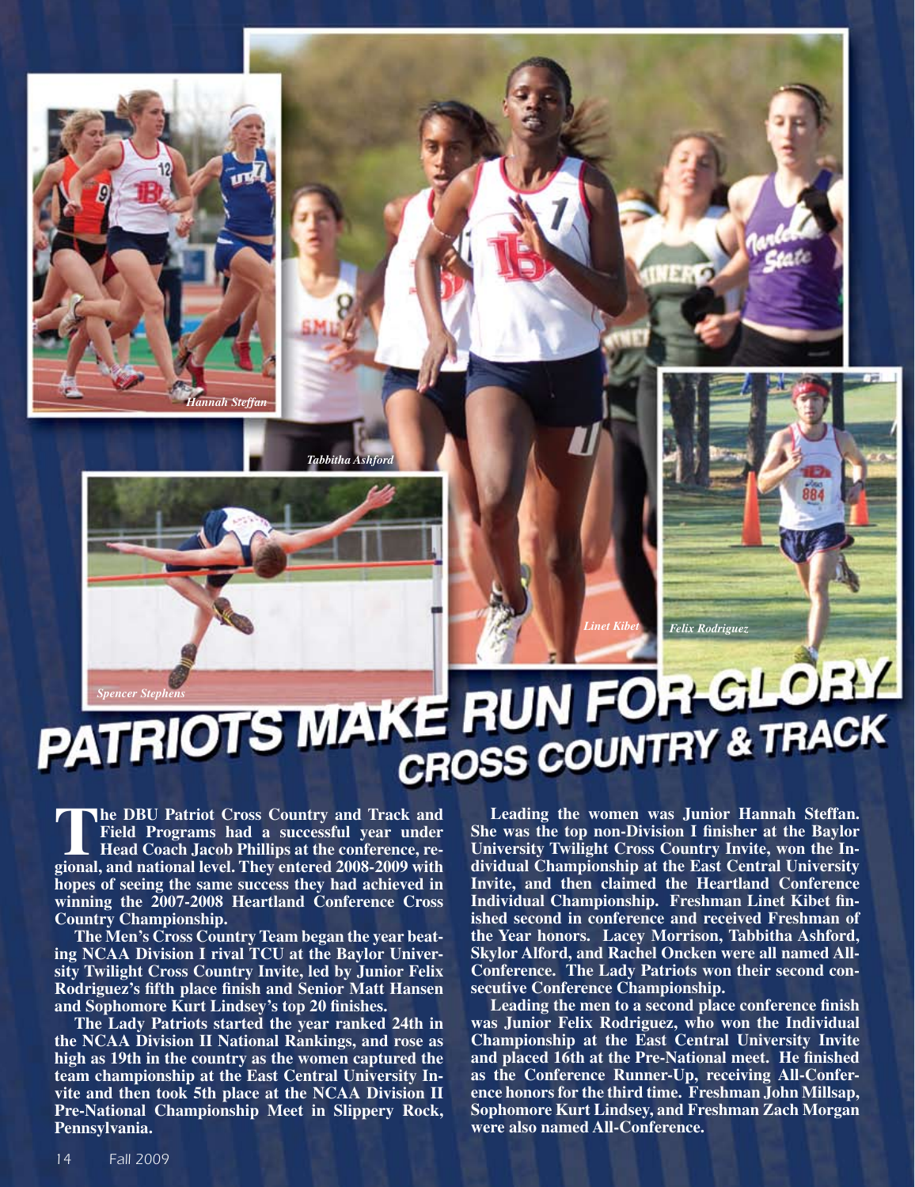Hannah Steffan

Tabbitha Ashford

Spencer Stephens

Linet Kibet

Felix Rodriguez

# PATRIOTS MAKE RUN FOR GLORY

## CROSS COUNTRY & TRACK

**The DBU Patriot Cross Country and Track and Field Programs had a successful year under Head Coach Jacob Phillips at the conference, regional, and national level. They entered 2008-2009 with hopes of seeing the same success they had achieved in winning the 2007-2008 Heartland Conference Cross Country Championship.**

**The Men's Cross Country Team began the year beating NCAA Division I rival TCU at the Baylor University Twilight Cross Country Invite, led by Junior Felix Rodriguez's fifth place finish and Senior Matt Hansen and Sophomore Kurt Lindsey's top 20 finishes.**

**The Lady Patriots started the year ranked 24th in the NCAA Division II National Rankings, and rose as high as 19th in the country as the women captured the team championship at the East Central University Invite and then took 5th place at the NCAA Division II Pre-National Championship Meet in Slippery Rock, Pennsylvania.**

**Leading the women was Junior Hannah Steffan. She was the top non-Division I finisher at the Baylor University Twilight Cross Country Invite, won the Individual Championship at the East Central University Invite, and then claimed the Heartland Conference Individual Championship. Freshman Linet Kibet finished second in conference and received Freshman of the Year honors. Lacey Morrison, Tabbitha Ashford, Skylor Alford, and Rachel Oncken were all named All-Conference. The Lady Patriots won their second consecutive Conference Championship.**

**Leading the men to a second place conference finish was Junior Felix Rodriguez, who won the Individual Championship at the East Central University Invite and placed 16th at the Pre-National meet. He finished as the Conference Runner-Up, receiving All-Conference honors for the third time. Freshman John Millsap, Sophomore Kurt Lindsey, and Freshman Zach Morgan were also named All-Conference.**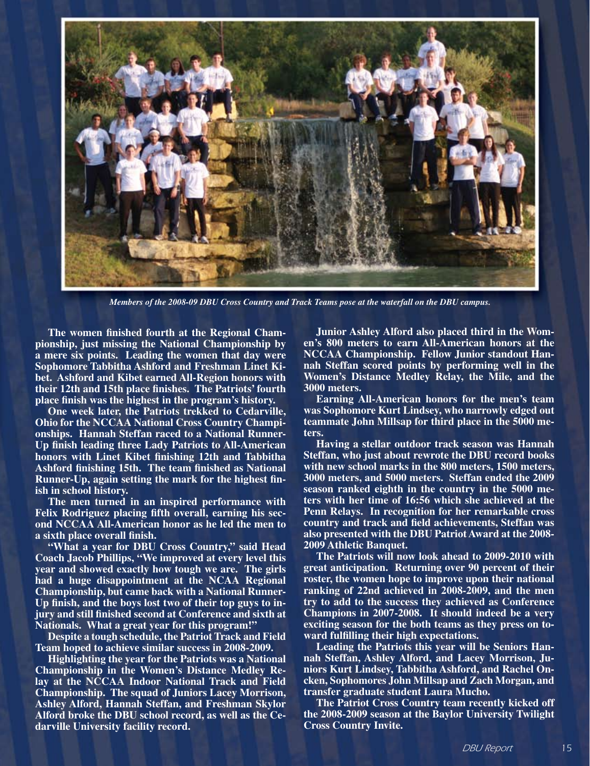*Members of the 2008-09 DBU Cross Country and Track Teams pose at the waterfall on the DBU campus.*

**The women finished fourth at the Regional Championship, just missing the National Championship by a mere six points. Leading the women that day were Sophomore Tabbitha Ashford and Freshman Linet Kibet. Ashford and Kibet earned All-Region honors with their 12th and 15th place finishes. The Patriots' fourth place finish was the highest in the program's history.**

**One week later, the Patriots trekked to Cedarville, Ohio for the NCCAA National Cross Country Championships. Hannah Steffan raced to a National Runner-Up finish leading three Lady Patriots to All-American honors with Linet Kibet finishing 12th and Tabbitha Ashford finishing 15th. The team finished as National Runner-Up, again setting the mark for the highest finish in school history.**

**The men turned in an inspired performance with Felix Rodriguez placing fifth overall, earning his second NCCAA All-American honor as he led the men to a sixth place overall finish.**

**"What a year for DBU Cross Country," said Head Coach Jacob Phillips, "We improved at every level this year and showed exactly how tough we are. The girls had a huge disappointment at the NCAA Regional Championship, but came back with a National Runner-Up finish, and the boys lost two of their top guys to injury and still finished second at Conference and sixth at Nationals. What a great year for this program!"**

**Despite a tough schedule, the Patriot Track and Field Team hoped to achieve similar success in 2008-2009.**

**Highlighting the year for the Patriots was a National Championship in the Women's Distance Medley Relay at the NCCAA Indoor National Track and Field Championship. The squad of Juniors Lacey Morrison, Ashley Alford, Hannah Steffan, and Freshman Skylor Alford broke the DBU school record, as well as the Cedarville University facility record.**

**Junior Ashley Alford also placed third in the Women's 800 meters to earn All-American honors at the NCCAA Championship. Fellow Junior standout Hannah Steffan scored points by performing well in the Women's Distance Medley Relay, the Mile, and the 3000 meters.**

**Earning All-American honors for the men's team was Sophomore Kurt Lindsey, who narrowly edged out teammate John Millsap for third place in the 5000 meters.**

**Having a stellar outdoor track season was Hannah Steffan, who just about rewrote the DBU record books with new school marks in the 800 meters, 1500 meters, 3000 meters, and 5000 meters. Steffan ended the 2009 season ranked eighth in the country in the 5000 meters with her time of 16:56 which she achieved at the Penn Relays. In recognition for her remarkable cross country and track and field achievements, Steffan was also presented with the DBU Patriot Award at the 2008-2009 Athletic Banquet.**

**The Patriots will now look ahead to 2009-2010 with great anticipation. Returning over 90 percent of their roster, the women hope to improve upon their national ranking of 22nd achieved in 2008-2009, and the men try to add to the success they achieved as Conference Champions in 2007-2008. It should indeed be a very exciting season for the both teams as they press on toward fulfilling their high expectations.**

**Leading the Patriots this year will be Seniors Hannah Steffan, Ashley Alford, and Lacey Morrison, Juniors Kurt Lindsey, Tabbitha Ashford, and Rachel Oncken, Sophomores John Millsap and Zach Morgan, and transfer graduate student Laura Mucho.**

**The Patriot Cross Country team recently kicked off the 2008-2009 season at the Baylor University Twilight Cross Country Invite.**